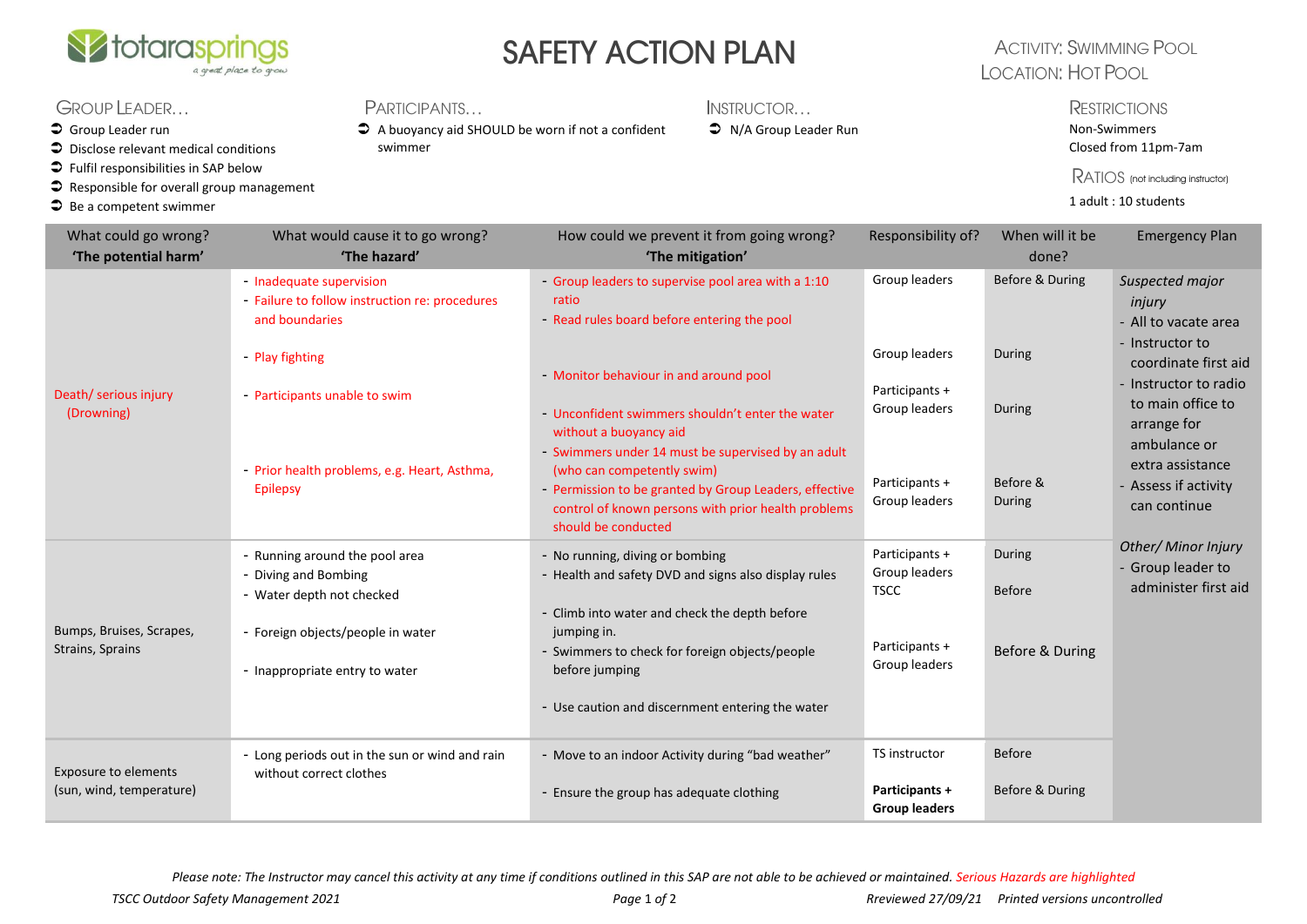totarasprings
*a great place to grow*

# SAFETY ACTION PLAN

ACTIVITY: SWIMMING POOL
LOCATION: HOT POOL

**GROUP LEADER…**
- Group Leader run
- Disclose relevant medical conditions
- Fulfil responsibilities in SAP below
- Responsible for overall group management
- Be a competent swimmer

**PARTICIPANTS…**
- A buoyancy aid SHOULD be worn if not a confident swimmer

**INSTRUCTOR…**
- N/A Group Leader Run

**RESTRICTIONS**
Non-Swimmers
Closed from 11pm-7am

**RATIOS** (not including instructor)
1 adult : 10 students

| What could go wrong? 'The potential harm' | What would cause it to go wrong? 'The hazard' | How could we prevent it from going wrong? 'The mitigation' | Responsibility of? | When will it be done? | Emergency Plan |
|---|---|---|---|---|---|
| Death/ serious injury (Drowning) | - Inadequate supervision<br>- Failure to follow instruction re: procedures and boundaries<br>- Play fighting<br>- Participants unable to swim<br>- Prior health problems, e.g. Heart, Asthma, Epilepsy | - Group leaders to supervise pool area with a 1:10 ratio<br>- Read rules board before entering the pool<br>- Monitor behaviour in and around pool<br>- Unconfident swimmers shouldn't enter the water without a buoyancy aid<br>- Swimmers under 14 must be supervised by an adult (who can competently swim)<br>- Permission to be granted by Group Leaders, effective control of known persons with prior health problems should be conducted | Group leaders<br>Group leaders<br>Participants + Group leaders<br>Participants + Group leaders | Before & During<br>During<br>During<br>Before & During | *Suspected major injury*<br>- All to vacate area<br>- Instructor to coordinate first aid<br>- Instructor to radio to main office to arrange for ambulance or extra assistance<br>- Assess if activity can continue<br><br>*Other/ Minor Injury*<br>- Group leader to administer first aid |
| Bumps, Bruises, Scrapes, Strains, Sprains | - Running around the pool area<br>- Diving and Bombing<br>- Water depth not checked<br>- Foreign objects/people in water<br>- Inappropriate entry to water | - No running, diving or bombing<br>- Health and safety DVD and signs also display rules<br>- Climb into water and check the depth before jumping in.<br>- Swimmers to check for foreign objects/people before jumping<br>- Use caution and discernment entering the water | Participants + Group leaders<br>TSCC<br>Participants + Group leaders | During<br>Before<br>Before & During | |
| Exposure to elements (sun, wind, temperature) | - Long periods out in the sun or wind and rain without correct clothes | - Move to an indoor Activity during "bad weather"<br>- Ensure the group has adequate clothing | TS instructor<br>**Participants + Group leaders** | Before<br>Before & During | |

*Please note: The Instructor may cancel this activity at any time if conditions outlined in this SAP are not able to be achieved or maintained. Serious Hazards are highlighted*

*TSCC Outdoor Safety Management 2021* *Reviewed 27/09/21 Printed versions uncontrolled*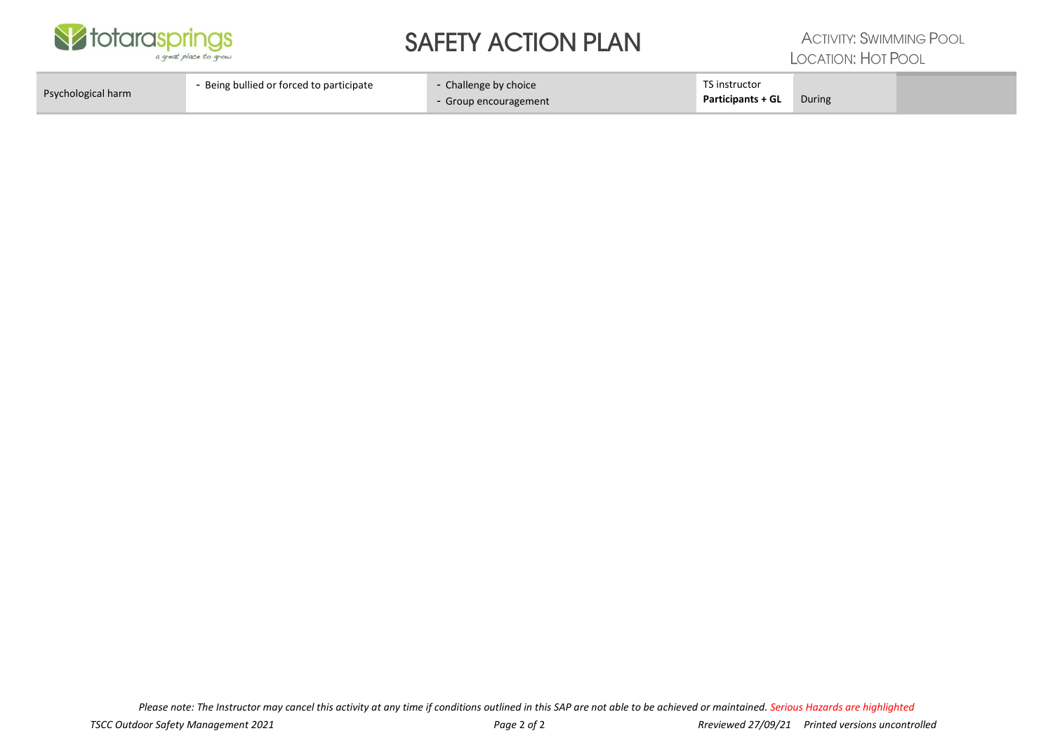# SAFETY ACTION PLAN

ACTIVITY: SWIMMING POOL
LOCATION: HOT POOL

| | | | | | |
|---|---|---|---|---|---|
| Psychological harm | - Being bullied or forced to participate | - Challenge by choice<br>- Group encouragement | TS instructor<br>**Participants + GL** | During | |

*Please note: The Instructor may cancel this activity at any time if conditions outlined in this SAP are not able to be achieved or maintained. Serious Hazards are highlighted*

*TSCC Outdoor Safety Management 2021* *Rreviewed 27/09/21 Printed versions uncontrolled*